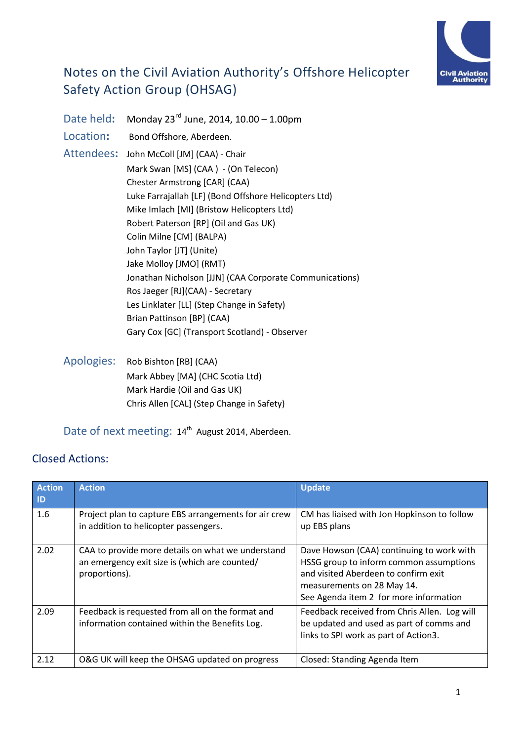# Notes on the Civil Aviation Authority's Offshore Helicopter Safety Action Group (OHSAG)

**Date held:** Monday 23rd June, 2014, 10.00 – 1.00pm

**Location:** Bond Offshore, Aberdeen.

**Attendees:**
John McColl [JM] (CAA) - Chair
Mark Swan [MS] (CAA ) - (On Telecon)
Chester Armstrong [CAR] (CAA)
Luke Farrajallah [LF] (Bond Offshore Helicopters Ltd)
Mike Imlach [MI] (Bristow Helicopters Ltd)
Robert Paterson [RP] (Oil and Gas UK)
Colin Milne [CM] (BALPA)
John Taylor [JT] (Unite)
Jake Molloy [JMO] (RMT)
Jonathan Nicholson [JJN] (CAA Corporate Communications)
Ros Jaeger [RJ](CAA) - Secretary
Les Linklater [LL] (Step Change in Safety)
Brian Pattinson [BP] (CAA)
Gary Cox [GC] (Transport Scotland) - Observer

**Apologies:**
Rob Bishton [RB] (CAA)
Mark Abbey [MA] (CHC Scotia Ltd)
Mark Hardie (Oil and Gas UK)
Chris Allen [CAL] (Step Change in Safety)

**Date of next meeting:** 14th August 2014, Aberdeen.

## Closed Actions:

| Action ID | Action | Update |
|---|---|---|
| 1.6 | Project plan to capture EBS arrangements for air crew in addition to helicopter passengers. | CM has liaised with Jon Hopkinson to follow up EBS plans |
| 2.02 | CAA to provide more details on what we understand an emergency exit size is (which are counted/ proportions). | Dave Howson (CAA) continuing to work with HSSG group to inform common assumptions and visited Aberdeen to confirm exit measurements on 28 May 14.<br>See Agenda item 2 for more information |
| 2.09 | Feedback is requested from all on the format and information contained within the Benefits Log. | Feedback received from Chris Allen. Log will be updated and used as part of comms and links to SPI work as part of Action3. |
| 2.12 | O&G UK will keep the OHSAG updated on progress | Closed: Standing Agenda Item |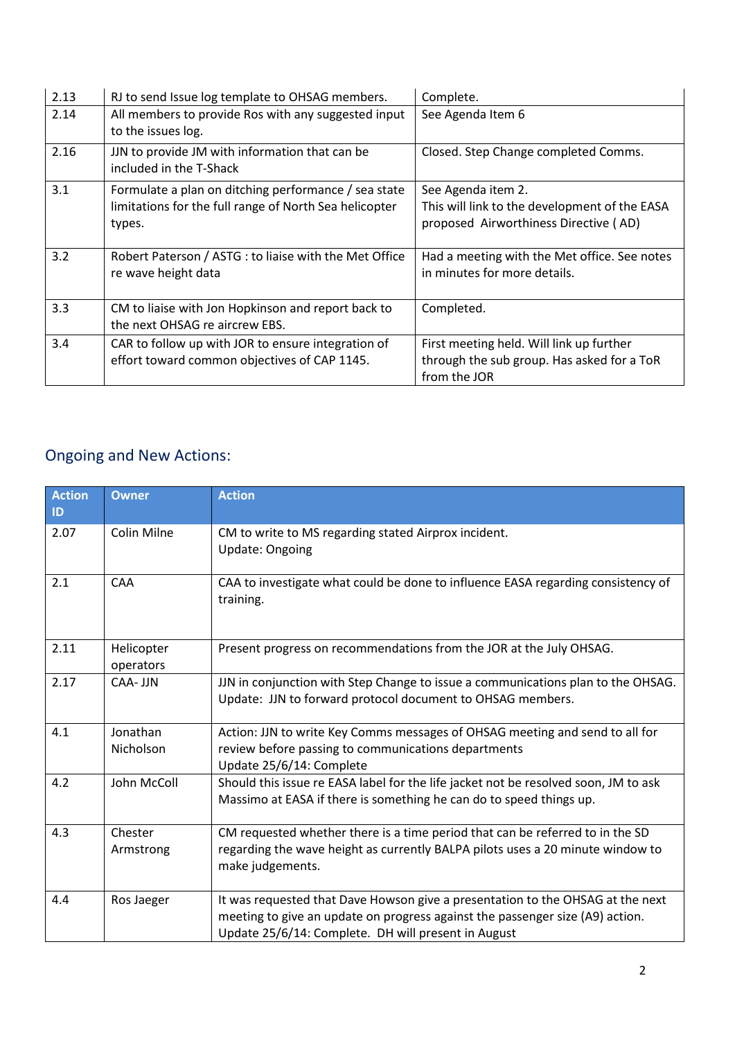| | | |
|---|---|---|
| 2.13 | RJ to send Issue log template to OHSAG members. | Complete. |
| 2.14 | All members to provide Ros with any suggested input to the issues log. | See Agenda Item 6 |
| 2.16 | JJN to provide JM with information that can be included in the T-Shack | Closed. Step Change completed Comms. |
| 3.1 | Formulate a plan on ditching performance / sea state limitations for the full range of North Sea helicopter types. | See Agenda item 2.<br>This will link to the development of the EASA proposed Airworthiness Directive ( AD) |
| 3.2 | Robert Paterson / ASTG : to liaise with the Met Office re wave height data | Had a meeting with the Met office. See notes in minutes for more details. |
| 3.3 | CM to liaise with Jon Hopkinson and report back to the next OHSAG re aircrew EBS. | Completed. |
| 3.4 | CAR to follow up with JOR to ensure integration of effort toward common objectives of CAP 1145. | First meeting held. Will link up further through the sub group. Has asked for a ToR from the JOR |

## Ongoing and New Actions:

| Action ID | Owner | Action |
|---|---|---|
| 2.07 | Colin Milne | CM to write to MS regarding stated Airprox incident.<br>Update: Ongoing |
| 2.1 | CAA | CAA to investigate what could be done to influence EASA regarding consistency of training. |
| 2.11 | Helicopter operators | Present progress on recommendations from the JOR at the July OHSAG. |
| 2.17 | CAA- JJN | JJN in conjunction with Step Change to issue a communications plan to the OHSAG.<br>Update: JJN to forward protocol document to OHSAG members. |
| 4.1 | Jonathan Nicholson | Action: JJN to write Key Comms messages of OHSAG meeting and send to all for review before passing to communications departments<br>Update 25/6/14: Complete |
| 4.2 | John McColl | Should this issue re EASA label for the life jacket not be resolved soon, JM to ask Massimo at EASA if there is something he can do to speed things up. |
| 4.3 | Chester Armstrong | CM requested whether there is a time period that can be referred to in the SD regarding the wave height as currently BALPA pilots uses a 20 minute window to make judgements. |
| 4.4 | Ros Jaeger | It was requested that Dave Howson give a presentation to the OHSAG at the next meeting to give an update on progress against the passenger size (A9) action.<br>Update 25/6/14: Complete. DH will present in August |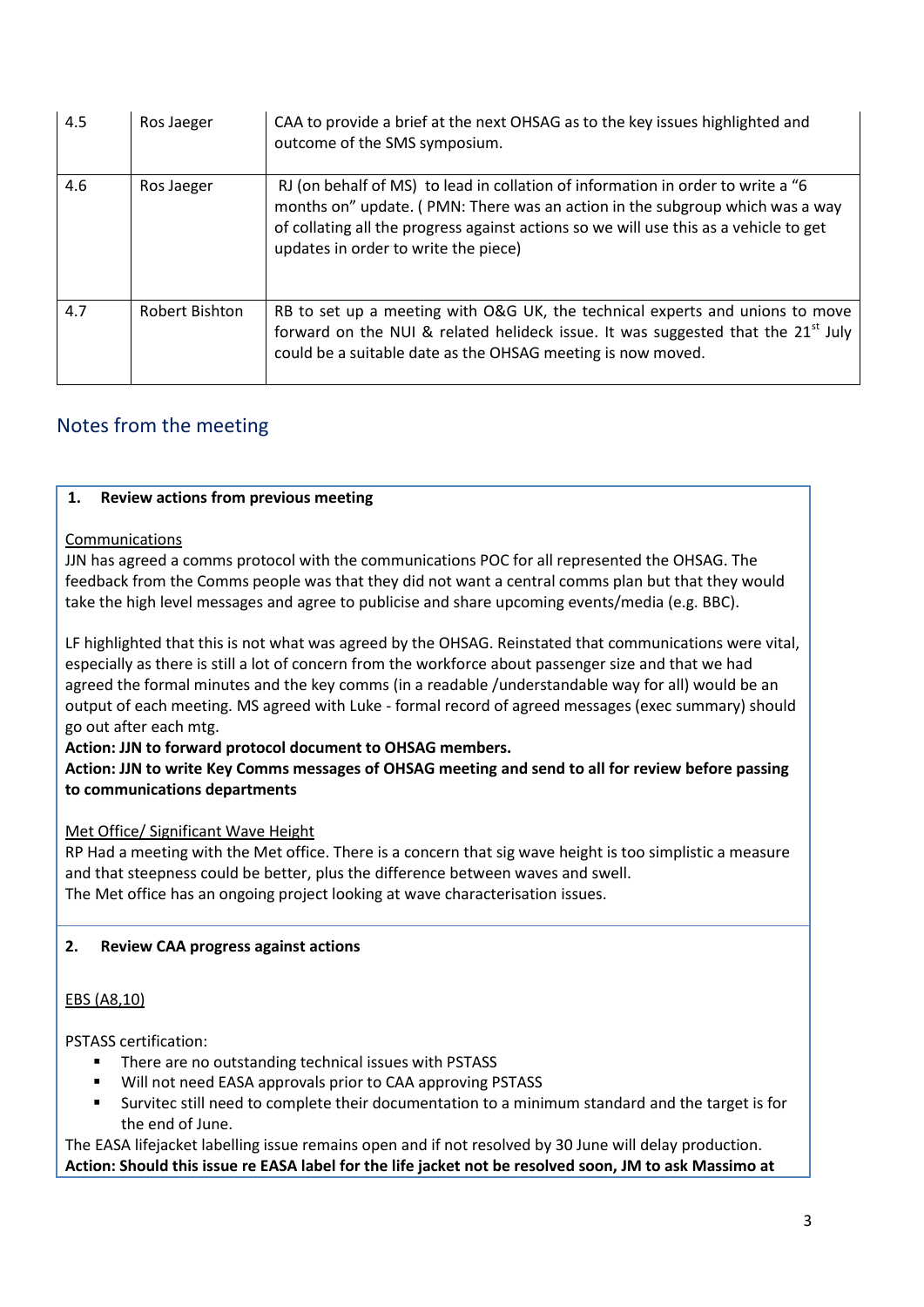| 4.5 | Ros Jaeger | CAA to provide a brief at the next OHSAG as to the key issues highlighted and outcome of the SMS symposium. |
|---|---|---|
| 4.6 | Ros Jaeger | RJ (on behalf of MS) to lead in collation of information in order to write a "6 months on" update. ( PMN: There was an action in the subgroup which was a way of collating all the progress against actions so we will use this as a vehicle to get updates in order to write the piece) |
| 4.7 | Robert Bishton | RB to set up a meeting with O&G UK, the technical experts and unions to move forward on the NUI & related helideck issue. It was suggested that the 21st July could be a suitable date as the OHSAG meeting is now moved. |

## Notes from the meeting

**1. Review actions from previous meeting**

Communications

JJN has agreed a comms protocol with the communications POC for all represented the OHSAG. The feedback from the Comms people was that they did not want a central comms plan but that they would take the high level messages and agree to publicise and share upcoming events/media (e.g. BBC).

LF highlighted that this is not what was agreed by the OHSAG. Reinstated that communications were vital, especially as there is still a lot of concern from the workforce about passenger size and that we had agreed the formal minutes and the key comms (in a readable /understandable way for all) would be an output of each meeting. MS agreed with Luke - formal record of agreed messages (exec summary) should go out after each mtg.

**Action: JJN to forward protocol document to OHSAG members.**

**Action: JJN to write Key Comms messages of OHSAG meeting and send to all for review before passing to communications departments**

Met Office/ Significant Wave Height

RP Had a meeting with the Met office. There is a concern that sig wave height is too simplistic a measure and that steepness could be better, plus the difference between waves and swell.

The Met office has an ongoing project looking at wave characterisation issues.

**2. Review CAA progress against actions**

EBS (A8,10)

PSTASS certification:

- There are no outstanding technical issues with PSTASS
- Will not need EASA approvals prior to CAA approving PSTASS
- Survitec still need to complete their documentation to a minimum standard and the target is for the end of June.

The EASA lifejacket labelling issue remains open and if not resolved by 30 June will delay production.

**Action: Should this issue re EASA label for the life jacket not be resolved soon, JM to ask Massimo at**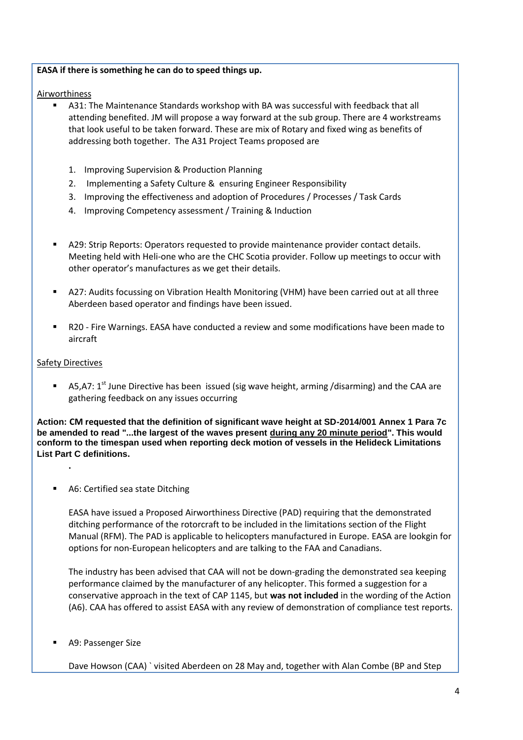**EASA if there is something he can do to speed things up.**

Airworthiness

- A31: The Maintenance Standards workshop with BA was successful with feedback that all attending benefited. JM will propose a way forward at the sub group. There are 4 workstreams that look useful to be taken forward. These are mix of Rotary and fixed wing as benefits of addressing both together. The A31 Project Teams proposed are

  1. Improving Supervision & Production Planning
  2. Implementing a Safety Culture & ensuring Engineer Responsibility
  3. Improving the effectiveness and adoption of Procedures / Processes / Task Cards
  4. Improving Competency assessment / Training & Induction

- A29: Strip Reports: Operators requested to provide maintenance provider contact details. Meeting held with Heli-one who are the CHC Scotia provider. Follow up meetings to occur with other operator's manufactures as we get their details.

- A27: Audits focussing on Vibration Health Monitoring (VHM) have been carried out at all three Aberdeen based operator and findings have been issued.

- R20 - Fire Warnings. EASA have conducted a review and some modifications have been made to aircraft

Safety Directives

- A5,A7: 1st June Directive has been issued (sig wave height, arming /disarming) and the CAA are gathering feedback on any issues occurring

**Action: CM requested that the definition of significant wave height at SD-2014/001 Annex 1 Para 7c be amended to read "...the largest of the waves present <u>during any 20 minute period</u>". This would conform to the timespan used when reporting deck motion of vessels in the Helideck Limitations List Part C definitions.**

.

- A6: Certified sea state Ditching

  EASA have issued a Proposed Airworthiness Directive (PAD) requiring that the demonstrated ditching performance of the rotorcraft to be included in the limitations section of the Flight Manual (RFM). The PAD is applicable to helicopters manufactured in Europe. EASA are lookgin for options for non-European helicopters and are talking to the FAA and Canadians.

  The industry has been advised that CAA will not be down-grading the demonstrated sea keeping performance claimed by the manufacturer of any helicopter. This formed a suggestion for a conservative approach in the text of CAP 1145, but **was not included** in the wording of the Action (A6). CAA has offered to assist EASA with any review of demonstration of compliance test reports.

- A9: Passenger Size

  Dave Howson (CAA) ` visited Aberdeen on 28 May and, together with Alan Combe (BP and Step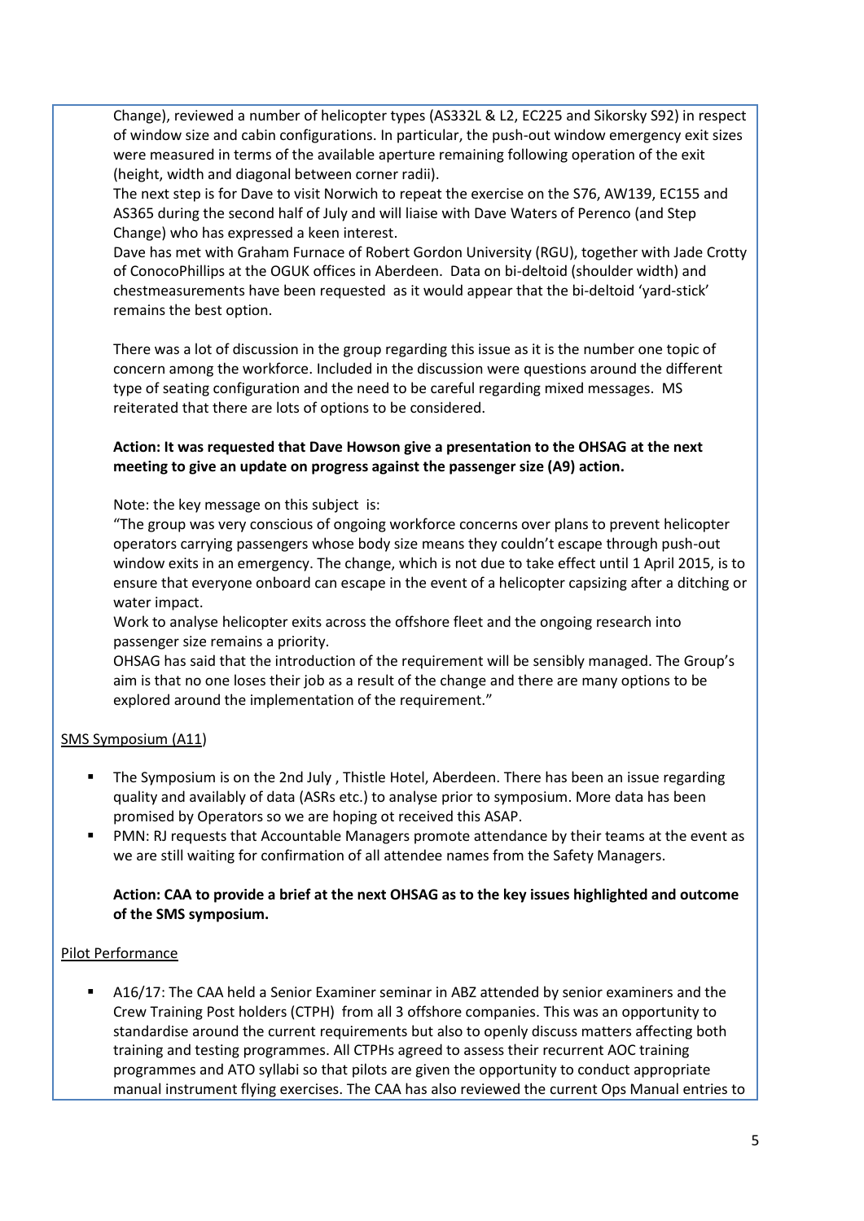Change), reviewed a number of helicopter types (AS332L & L2, EC225 and Sikorsky S92) in respect of window size and cabin configurations. In particular, the push-out window emergency exit sizes were measured in terms of the available aperture remaining following operation of the exit (height, width and diagonal between corner radii).

The next step is for Dave to visit Norwich to repeat the exercise on the S76, AW139, EC155 and AS365 during the second half of July and will liaise with Dave Waters of Perenco (and Step Change) who has expressed a keen interest.

Dave has met with Graham Furnace of Robert Gordon University (RGU), together with Jade Crotty of ConocoPhillips at the OGUK offices in Aberdeen. Data on bi-deltoid (shoulder width) and chestmeasurements have been requested as it would appear that the bi-deltoid 'yard-stick' remains the best option.

There was a lot of discussion in the group regarding this issue as it is the number one topic of concern among the workforce. Included in the discussion were questions around the different type of seating configuration and the need to be careful regarding mixed messages. MS reiterated that there are lots of options to be considered.

**Action: It was requested that Dave Howson give a presentation to the OHSAG at the next meeting to give an update on progress against the passenger size (A9) action.**

Note: the key message on this subject is:

"The group was very conscious of ongoing workforce concerns over plans to prevent helicopter operators carrying passengers whose body size means they couldn't escape through push-out window exits in an emergency. The change, which is not due to take effect until 1 April 2015, is to ensure that everyone onboard can escape in the event of a helicopter capsizing after a ditching or water impact.

Work to analyse helicopter exits across the offshore fleet and the ongoing research into passenger size remains a priority.

OHSAG has said that the introduction of the requirement will be sensibly managed. The Group's aim is that no one loses their job as a result of the change and there are many options to be explored around the implementation of the requirement."

SMS Symposium (A11)

- The Symposium is on the 2nd July , Thistle Hotel, Aberdeen. There has been an issue regarding quality and availably of data (ASRs etc.) to analyse prior to symposium. More data has been promised by Operators so we are hoping ot received this ASAP.
- PMN: RJ requests that Accountable Managers promote attendance by their teams at the event as we are still waiting for confirmation of all attendee names from the Safety Managers.

**Action: CAA to provide a brief at the next OHSAG as to the key issues highlighted and outcome of the SMS symposium.**

Pilot Performance

- A16/17: The CAA held a Senior Examiner seminar in ABZ attended by senior examiners and the Crew Training Post holders (CTPH) from all 3 offshore companies. This was an opportunity to standardise around the current requirements but also to openly discuss matters affecting both training and testing programmes. All CTPHs agreed to assess their recurrent AOC training programmes and ATO syllabi so that pilots are given the opportunity to conduct appropriate manual instrument flying exercises. The CAA has also reviewed the current Ops Manual entries to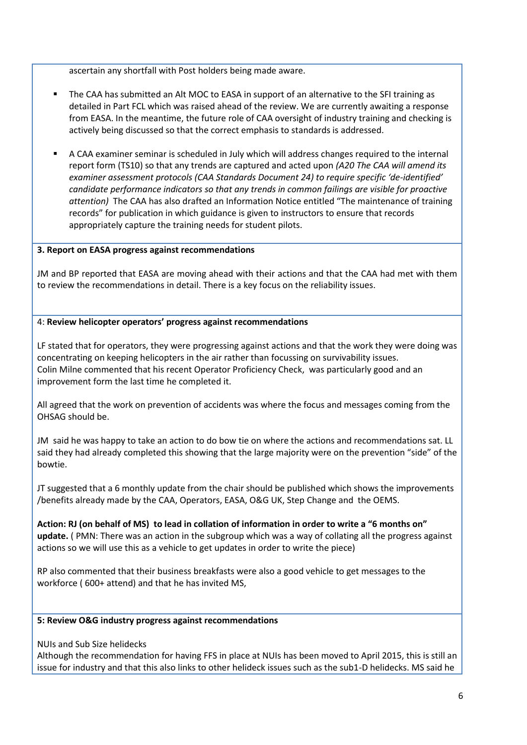ascertain any shortfall with Post holders being made aware.

- The CAA has submitted an Alt MOC to EASA in support of an alternative to the SFI training as detailed in Part FCL which was raised ahead of the review. We are currently awaiting a response from EASA. In the meantime, the future role of CAA oversight of industry training and checking is actively being discussed so that the correct emphasis to standards is addressed.

- A CAA examiner seminar is scheduled in July which will address changes required to the internal report form (TS10) so that any trends are captured and acted upon *(A20 The CAA will amend its examiner assessment protocols (CAA Standards Document 24) to require specific 'de-identified' candidate performance indicators so that any trends in common failings are visible for proactive attention)* The CAA has also drafted an Information Notice entitled "The maintenance of training records" for publication in which guidance is given to instructors to ensure that records appropriately capture the training needs for student pilots.

**3. Report on EASA progress against recommendations**

JM and BP reported that EASA are moving ahead with their actions and that the CAA had met with them to review the recommendations in detail. There is a key focus on the reliability issues.

4: **Review helicopter operators' progress against recommendations**

LF stated that for operators, they were progressing against actions and that the work they were doing was concentrating on keeping helicopters in the air rather than focussing on survivability issues. Colin Milne commented that his recent Operator Proficiency Check, was particularly good and an improvement form the last time he completed it.

All agreed that the work on prevention of accidents was where the focus and messages coming from the OHSAG should be.

JM said he was happy to take an action to do bow tie on where the actions and recommendations sat. LL said they had already completed this showing that the large majority were on the prevention "side" of the bowtie.

JT suggested that a 6 monthly update from the chair should be published which shows the improvements /benefits already made by the CAA, Operators, EASA, O&G UK, Step Change and the OEMS.

**Action: RJ (on behalf of MS) to lead in collation of information in order to write a "6 months on" update.** ( PMN: There was an action in the subgroup which was a way of collating all the progress against actions so we will use this as a vehicle to get updates in order to write the piece)

RP also commented that their business breakfasts were also a good vehicle to get messages to the workforce ( 600+ attend) and that he has invited MS,

**5: Review O&G industry progress against recommendations**

NUIs and Sub Size helidecks

Although the recommendation for having FFS in place at NUIs has been moved to April 2015, this is still an issue for industry and that this also links to other helideck issues such as the sub1-D helidecks. MS said he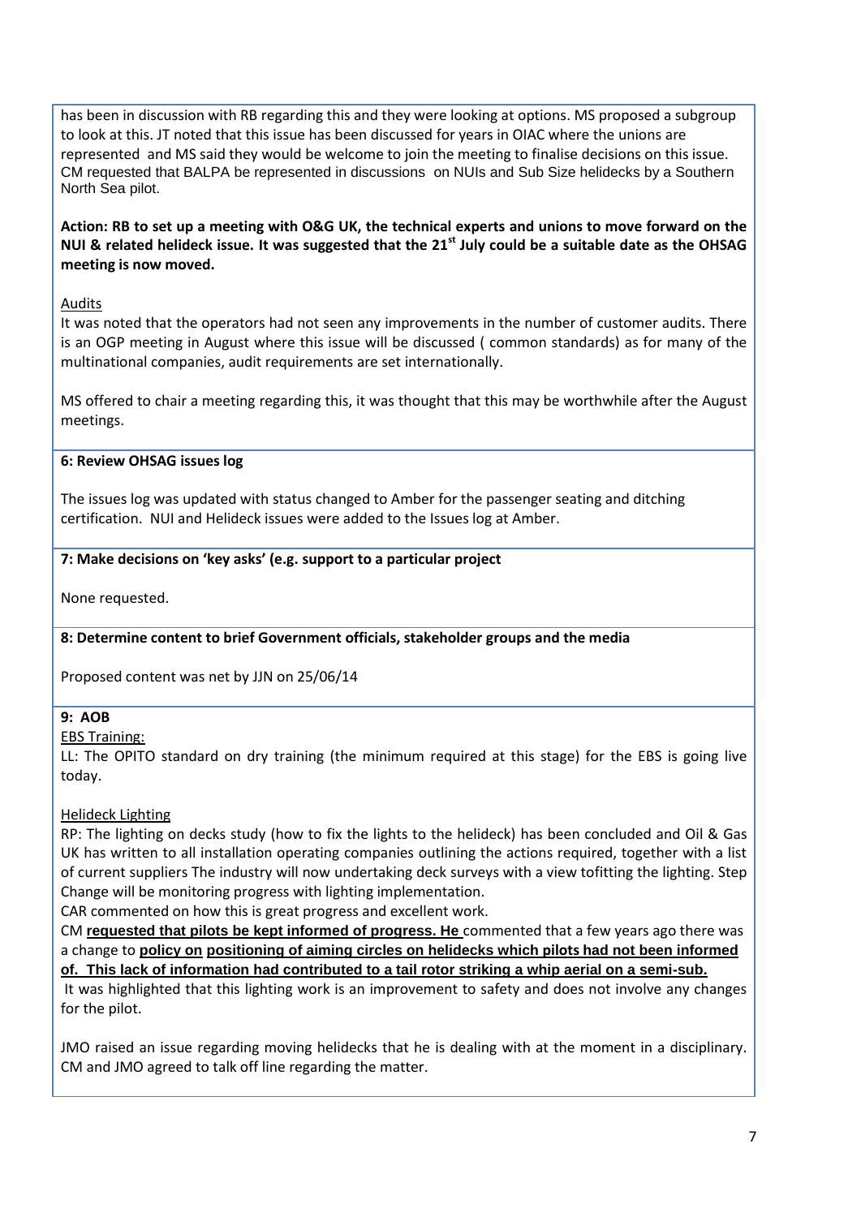has been in discussion with RB regarding this and they were looking at options. MS proposed a subgroup to look at this. JT noted that this issue has been discussed for years in OIAC where the unions are represented and MS said they would be welcome to join the meeting to finalise decisions on this issue. CM requested that BALPA be represented in discussions on NUIs and Sub Size helidecks by a Southern North Sea pilot.

**Action: RB to set up a meeting with O&G UK, the technical experts and unions to move forward on the NUI & related helideck issue. It was suggested that the 21st July could be a suitable date as the OHSAG meeting is now moved.**

Audits

It was noted that the operators had not seen any improvements in the number of customer audits. There is an OGP meeting in August where this issue will be discussed ( common standards) as for many of the multinational companies, audit requirements are set internationally.

MS offered to chair a meeting regarding this, it was thought that this may be worthwhile after the August meetings.

**6: Review OHSAG issues log**

The issues log was updated with status changed to Amber for the passenger seating and ditching certification. NUI and Helideck issues were added to the Issues log at Amber.

**7: Make decisions on 'key asks' (e.g. support to a particular project**

None requested.

**8: Determine content to brief Government officials, stakeholder groups and the media**

Proposed content was net by JJN on 25/06/14

**9: AOB**

EBS Training:

LL: The OPITO standard on dry training (the minimum required at this stage) for the EBS is going live today.

Helideck Lighting

RP: The lighting on decks study (how to fix the lights to the helideck) has been concluded and Oil & Gas UK has written to all installation operating companies outlining the actions required, together with a list of current suppliers The industry will now undertaking deck surveys with a view tofitting the lighting. Step Change will be monitoring progress with lighting implementation.

CAR commented on how this is great progress and excellent work.

CM **requested that pilots be kept informed of progress. He** commented that a few years ago there was a change to **policy on positioning of aiming circles on helidecks which pilots had not been informed of. This lack of information had contributed to a tail rotor striking a whip aerial on a semi-sub.**

It was highlighted that this lighting work is an improvement to safety and does not involve any changes for the pilot.

JMO raised an issue regarding moving helidecks that he is dealing with at the moment in a disciplinary. CM and JMO agreed to talk off line regarding the matter.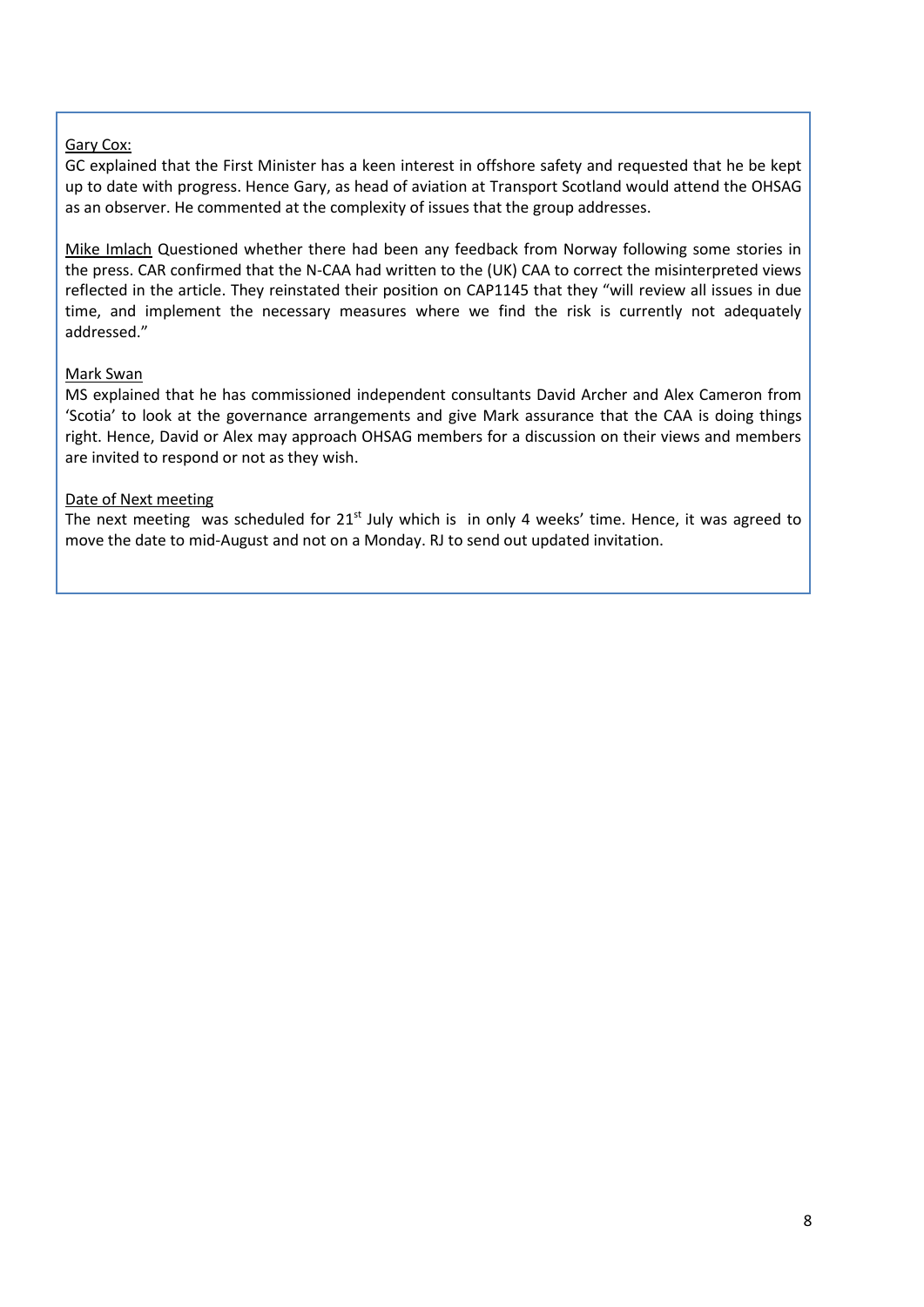Gary Cox:

GC explained that the First Minister has a keen interest in offshore safety and requested that he be kept up to date with progress. Hence Gary, as head of aviation at Transport Scotland would attend the OHSAG as an observer. He commented at the complexity of issues that the group addresses.

Mike Imlach Questioned whether there had been any feedback from Norway following some stories in the press. CAR confirmed that the N-CAA had written to the (UK) CAA to correct the misinterpreted views reflected in the article. They reinstated their position on CAP1145 that they "will review all issues in due time, and implement the necessary measures where we find the risk is currently not adequately addressed."

Mark Swan

MS explained that he has commissioned independent consultants David Archer and Alex Cameron from 'Scotia' to look at the governance arrangements and give Mark assurance that the CAA is doing things right. Hence, David or Alex may approach OHSAG members for a discussion on their views and members are invited to respond or not as they wish.

Date of Next meeting

The next meeting was scheduled for 21st July which is in only 4 weeks' time. Hence, it was agreed to move the date to mid-August and not on a Monday. RJ to send out updated invitation.